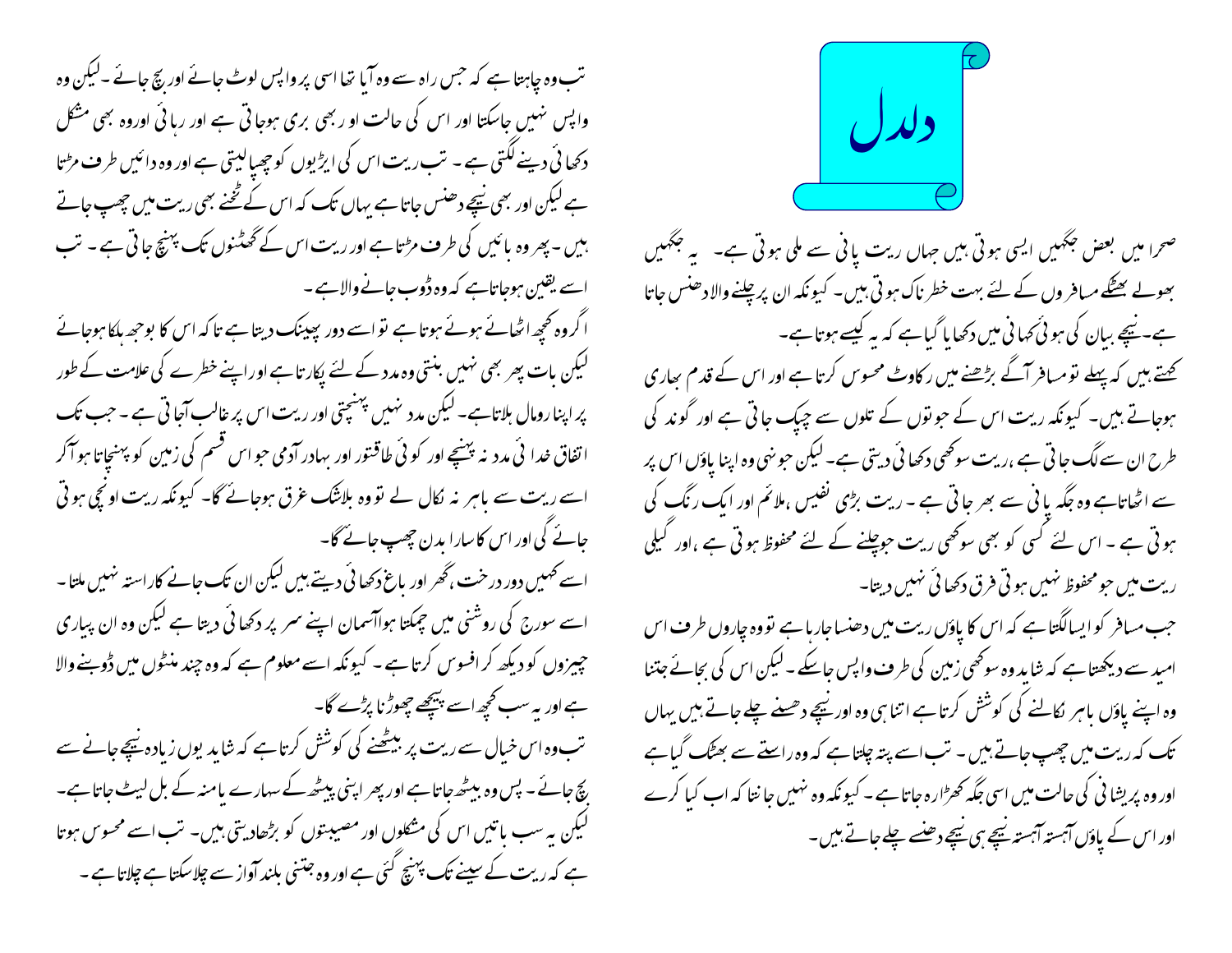# دلدل

صحرا میں بعض جگہیں ایسی ہوتی ہیں جہاں ریت پانی سے ملی ہوتی ہے۔ یہ جگہیں بھولے بھٹکے مسافروں کے لئے بہت خطرناک ہوتی ہیں۔ کیونکہ ان پر چلنے والا دھنس جاتا ہے۔نیچے بیان کی ہوئی کہانی میں دکھایا گیا ہے کہ یہ کیسے ہوتا ہے۔

کہتے ہیں کہ پہلے تو مسافر آگے بڑھنے میں رکاوٹ محسوس کرتا ہے اور اس کے قدم بھاری ہوجاتے ہیں۔ کیونکہ ریت اس کے جوتوں کے تلوں سے چپک جاتی ہے اور گوند کی طرح ان سے لگ جاتی ہے ،ریت سوکھی دکھائی دیتی ہے۔ لیکن جونہی وہ اپنا پاؤں اس پر سے اٹھاتاہے وہ جگہ پانی سے بھر جاتی ہے۔ ریت بڑی نفیس ،ملائم اور ایک رنگ کی ہوتی ہے۔ اس لئے کسی کو بھی سوکھی ریت جوچلنے کے لئے محفوظ ہوتی ہے ،اور گیلی ریت میں جو محفوظ نہیں ہوتی فرق دکھائی نہیں دیتا۔

جب مسافر کو ایسا لگتاہے کہ اس کا پاؤں ریت میں دھنسا جارہا ہے تو وہ چاروں طرف اس امید سے دیکھتاہے کہ شاید وہ سوکھی زمین کی طرف واپس جاسکے۔ لیکن اس کی بجائے جتنا وہ اپنے پاؤں باہر نکالنے کی کوشش کرتا ہے اتنا ہی وہ اور نیچے دھنسے چلے جاتے ہیں یہاں تک کہ ریت میں چھپ جاتے ہیں۔ تب اسے پتہ چلتاہے کہ وہ راستے سے بھٹک گیا ہے اور وہ پریشانی کی حالت میں اسی جگہ کھڑارہ جاتا ہے۔ کیونکہ وہ نہیں جانتا کہ اب کیا کرے اور اس کے پاؤں آہستہ آہستہ نیچے ہی نیچے دھنسے چلے جاتے ہیں۔

تب وہ چاہتا ہے کہ جس راہ سے وہ آیا تھا اسی پر واپس لوٹ جائے اور بچ جائے۔ لیکن وہ واپس نہیں جاسکتا اور اس کی حالت اور بھی بری ہوجاتی ہے اور رہائی اوروہ بھی مشکل دکھائی دینے لگتی ہے۔ تب ریت اس کی ایڑیوں کو چھپالیتی ہے اور وہ دائیں طرف مڑتا ہے لیکن اور بھی نیچے دھنس جاتا ہے یہاں تک کہ اس کے ٹخنے بھی ریت میں چھپ جاتے ہیں۔پھر وہ بائیں کی طرف مڑتاہے اور ریت اس کے گھٹنوں تک پہنچ جاتی ہے۔ تب اسے یقین ہوجاتاہے کہ وہ ڈوب جانے والاہے۔

اگر وہ کچھ اٹھائے ہوئے ہوتا ہے تو اسے دور پھینک دیتا ہے تاکہ اس کا بوجھ ہلکا ہوجائے لیکن بات پھر بھی نہیں بنتی وہ مدد کے لئے پکارتا ہے اور اپنے خطرے کی علامت کے طور پر اپنا رومال ہلاتاہے۔ لیکن مدد نہیں پہنچتی اور ریت اس پر غالب آجاتی ہے۔ جب تک اتفاق خدائی مدد نہ پہنچے اور کوئی طاقتور اور بہادر آدمی جو اس قسم کی زمین کو پہنچاتا ہو آکر اسے ریت سے باہر نہ نکال لے تو وہ بلاشک غرق ہوجائے گا۔ کیونکہ ریت اونچی ہوتی جائے گی اور اس کا سارا بدن چھپ جائے گا۔

اسے کہیں دور درخت ،گھر اور باغ دکھائی دیتے ہیں لیکن ان تک جانے کا راستہ نہیں ملتا۔ اسے سورج کی روشنی میں چمکتا ہوا آسمان اپنے سر پر دکھائی دیتا ہے لیکن وہ ان پیاری چیزوں کو دیکھ کر افسوس کرتا ہے۔ کیونکہ اسے معلوم ہے کہ وہ چند منٹوں میں ڈوبنے والا ہے اور یہ سب کچھ اسے پیچھے چھوڑنا پڑے گا۔

تب وہ اس خیال سے ریت پر بیٹھنے کی کوشش کرتا ہے کہ شاید یوں زیادہ نیچے جانے سے بچ جائے۔ پس وہ بیٹھ جاتا ہے اور پھر اپنی پیٹھ کے سہارے یا منہ کے بل لیٹ جاتا ہے۔ لیکن یہ سب باتیں اس کی مشکلوں اور مصیبتوں کو بڑھادیتی ہیں۔ تب اسے محسوس ہوتا ہے کہ ریت کے سینے تک پہنچ گئی ہے اور وہ جتنی بلند آواز سے چلاسکتا ہے چلاتا ہے۔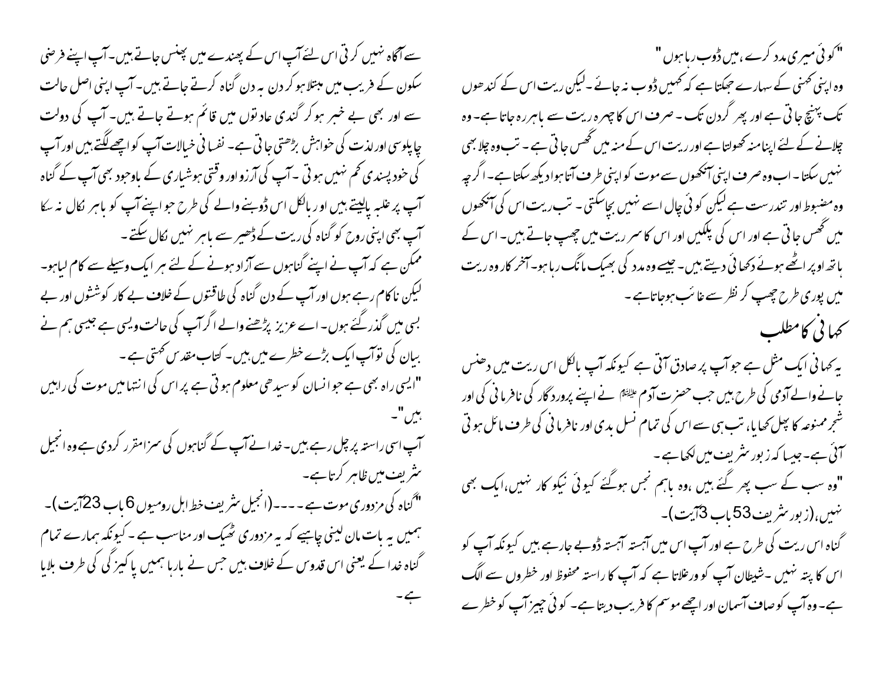"کوئی میری مدد کرے ، میں ڈوب رہا ہوں "

وہ اپنی کہنی کے سہارے جھکتا ہے کہ کہیں ڈوب نہ جائے ۔ لیکن ریت اس کے کندھوں تک پہنچ جاتی ہے اور پھر گردن تک ۔ صرف اس کا چہرہ ریت سے باہر رہ جاتا ہے۔ وہ چلانے کے لئے اپنا منہ کھولتا ہے اور ریت اس کے منہ میں گھس جاتی ہے ۔ تب وہ چلا بھی نہیں سکتا ۔ اب وہ صرف اپنی آنکھوں سے موت کو اپنی طرف آتا ہوا دیکھ سکتا ہے ۔ اگرچہ وہ مضبوط اور تندرست ہے لیکن کوئی چال اسے نہیں بچاسکتی ۔ تب ریت اس کی آنکھوں میں گھس جاتی ہے اور اس کی پلکیں اور اس کا سر ریت میں چھپ جاتے ہیں۔ اس کے ہاتھ اوپر اٹھے ہوئے دکھائی دیتے ہیں۔ جیسے وہ مدد کی بھیک مانگ رہا ہو۔ آخر کار وہ ریت میں پوری طرح چھپ کر نظر سے غائب ہوجاتا ہے ۔

## کہانی کا مطلب

یہ کہانی ایک مثل ہے جو آپ پر صادق آتی ہے کیونکہ آپ بالکل اس ریت میں دھنس جانے والے آدمی کی طرح ہیں جب حضرت آدم علیہ السلام نے اپنے پروردگار کی نافرمانی کی اور شجر ممنوعہ کا پھل کھایا، تب ہی سے اس کی تمام نسل بدی اور نافرمانی کی طرف مائل ہوتی آئی ہے۔ جیسا کہ زبور شریف میں لکھا ہے ۔

"وہ سب کے سب پھر گئے ہیں ،وہ باہم نجس ہوگئے کیوئی نیکوکار نہیں،ایک بھی نہیں،(زبور شریف 53باب 3آیت)۔

گناہ اس ریت کی طرح ہے اور آپ اس میں آہستہ آہستہ ڈوبے جارہے ہیں کیونکہ آپ کو اس کا پتہ نہیں ۔شیطان آپ کو ورغلاتا ہے کہ آپ کا راستہ محفوظ اور خطروں سے الگ ہے۔ وہ آپ کو صاف آسمان اور اچھے موسم کا فریب دیتا ہے۔ کوئی چیز آپ کو خطرے سے آگاہ نہیں کرتی اس لئے آپ اس کے پھندے میں پھنس جاتے ہیں۔ آپ اپنے فرضی سکون کے فریب میں مبتلا ہو کر دن بہ دن گناہ کرتے جاتے ہیں۔ آپ اپنی اصل حالت سے اور بھی بے خبر ہو کر گندی عادتوں میں قائم ہوتے جاتے ہیں۔ آپ کی دولت چاپلوسی اور لذت کی خواہش بڑھتی جاتی ہے۔ نفسانی خیالات آپ کو اچھے لگتے ہیں اور آپ کی خود پسندی کم نہیں ہوتی ۔آپ کی آرزو اور وقتی ہوشیاری کے باوجود بھی آپ کے گناہ آپ پر غلبہ پالیتے ہیں اور بالکل اس ڈوبنے والے کی طرح جو اپنے آپ کو باہر نکال نہ سکا آپ بھی اپنی روح کو گناہ کی ریت کے ڈھیر سے باہر نہیں نکال سکتے ۔

ممکن ہے کہ آپ نے اپنے گناہوں سے آزاد ہونے کے لئے ہر ایک وسیلے سے کام لیا ہو۔ لیکن ناکام رہے ہوں اور آپ کے دن گناہ کی طاقتوں کے خلاف بے کار کوششوں اور بے بسی میں گذر گئے ہوں۔ اے عزیز پڑھنے والے اگر آپ کی حالت ویسی ہے جیسی ہم نے بیان کی تو آپ ایک بڑے خطرے میں ہیں۔ کتاب مقدس کہتی ہے ۔

"ایسی راہ بھی ہے جو انسان کو سیدھی معلوم ہوتی ہے پر اس کی انتہا میں موت کی راہیں ہیں"۔

آپ اسی راستہ پر چل رہے ہیں۔ خدا نے آپ کے گناہوں کی سزا مقرر کردی ہے وہ انجیل شریف میں ظاہر کرتا ہے۔

"گناہ کی مزدوری موت ہے ۔ ۔ ۔ ۔(انجیل شریف خط اہل رومیوں 6باب 23آیت)۔

ہمیں یہ بات مان لینی چاہیے کہ یہ مزدوری ٹھیک اور مناسب ہے ۔ کیونکہ ہمارے تمام گناہ خدا کے یعنی اس قدوس کے خلاف ہیں جس نے بارہا ہمیں پاکیزگی کی طرف بلایا ہے۔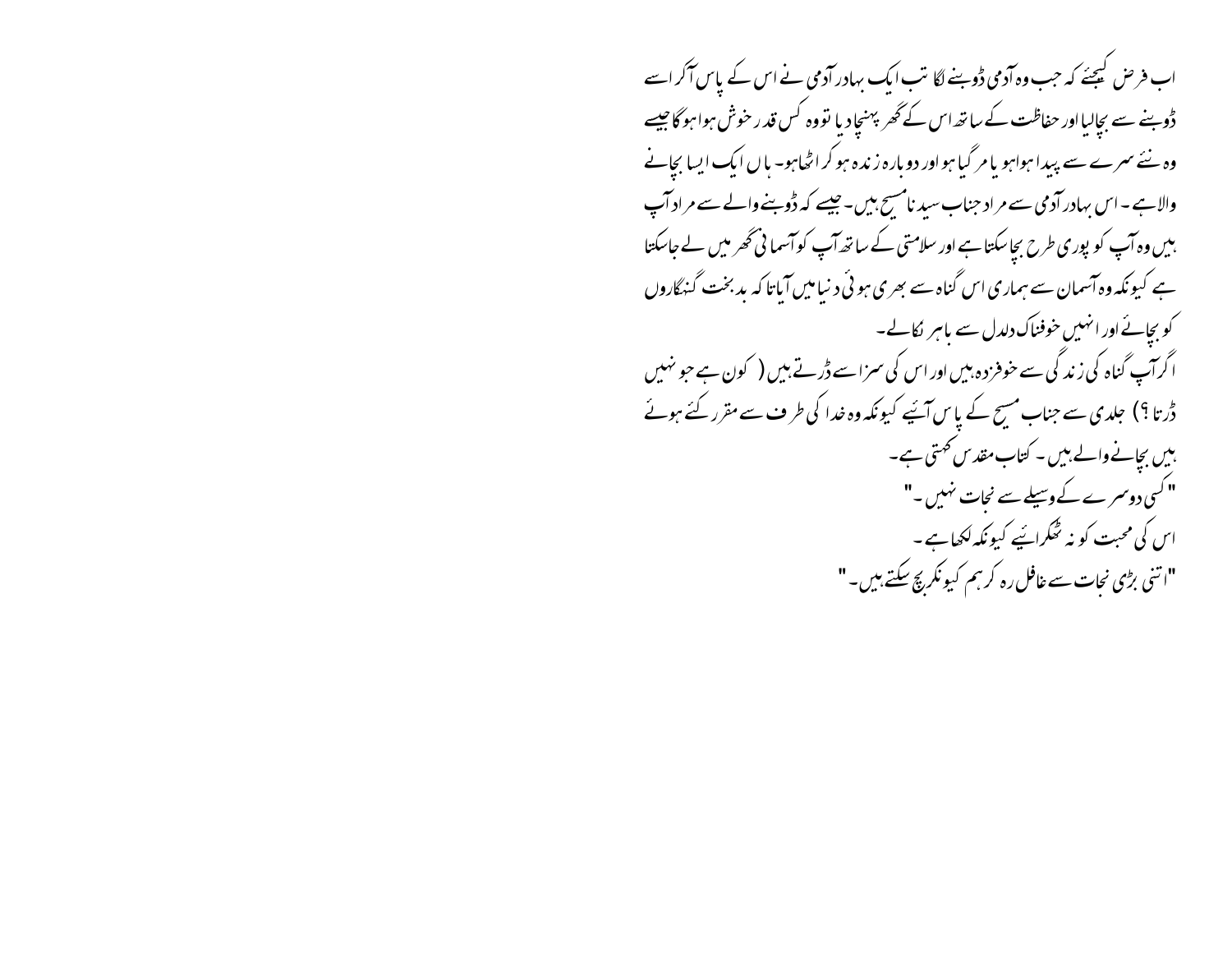اب فرض کیجئے کہ جب وہ آدمی ڈوبنے لگا تب ایک بہادر آدمی نے اس کے پاس آکر اسے ڈوبنے سے بچالیا اور حفاظت کے ساتھ اس کے گھر پہنچا دیا تو وہ کس قدر خوش ہوا ہوگا جیسے وہ نئے سرے سے پیدا ہوا ہو یا مر گیا ہو اور دوبارہ زندہ ہو کر اٹھا ہو۔ ہاں ایک ایسا بچانے والا ہے۔ اس بہادر آدمی سے مراد جناب سیدنا مسیح ہیں۔ جیسے کہ ڈوبنے والے سے مراد آپ ہیں وہ آپ کو پوری طرح بچا سکتا ہے اور سلامتی کے ساتھ آپ کو آسمانی گھر میں لے جا سکتا ہے کیونکہ وہ آسمان سے ہماری اس گناہ سے بھری ہوئی دنیا میں آیا تا کہ بدبخت گنہگاروں کو بچائے اور انہیں خوفناک دلدل سے باہر نکالے۔

اگر آپ گناہ کی زندگی سے خوفزدہ ہیں اور اس کی سزا سے ڈرتے ہیں ( کون ہے جو نہیں ڈرتا ؟) جلدی سے جناب مسیح کے پاس آیئے کیونکہ وہ خدا کی طرف سے مقرر کئے ہوئے ہیں بچانے والے ہیں۔ کتاب مقدس کہتی ہے۔

" کسی دوسرے کے وسیلے سے نجات نہیں۔"

اس کی محبت کو نہ ٹھکرائیے کیونکہ لکھا ہے۔

"اتنی بڑی نجات سے غافل رہ کر ہم کیونکر بچ سکتے ہیں۔"